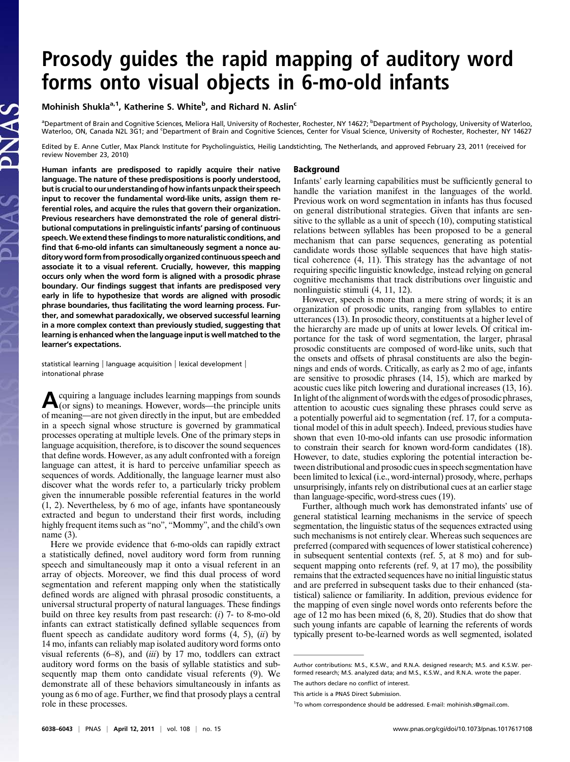# Prosody guides the rapid mapping of auditory word forms onto visual objects in 6-mo-old infants

Mohinish Shukla[a,1], Katherine S. White[b], and Richard N. Aslin[c]

[a]Department of Brain and Cognitive Sciences, Meliora Hall, University of Rochester, Rochester, NY 14627; [b]Department of Psychology, University of Waterloo, Waterloo, ON, Canada N2L 3G1; and [c]Department of Brain and Cognitive Sciences, Center for Visual Science, University of Rochester, Rochester, NY 14627

Edited by E. Anne Cutler, Max Planck Institute for Psycholinguistics, Heilig Landstichting, The Netherlands, and approved February 23, 2011 (received for review November 23, 2010)

**Human infants are predisposed to rapidly acquire their native language. The nature of these predispositions is poorly understood, but is crucial to our understanding of how infants unpack their speech input to recover the fundamental word-like units, assign them referential roles, and acquire the rules that govern their organization. Previous researchers have demonstrated the role of general distributional computations in prelinguistic infants' parsing of continuous speech. We extend these findings to more naturalistic conditions, and find that 6-mo-old infants can simultaneously segment a nonce auditory word form from prosodically organized continuous speech and associate it to a visual referent. Crucially, however, this mapping occurs only when the word form is aligned with a prosodic phrase boundary. Our findings suggest that infants are predisposed very early in life to hypothesize that words are aligned with prosodic phrase boundaries, thus facilitating the word learning process. Further, and somewhat paradoxically, we observed successful learning in a more complex context than previously studied, suggesting that learning is enhanced when the language input is well matched to the learner's expectations.**

statistical learning | language acquisition | lexical development | intonational phrase

Acquiring a language includes learning mappings from sounds (or signs) to meanings. However, words—the principle units of meaning—are not given directly in the input, but are embedded in a speech signal whose structure is governed by grammatical processes operating at multiple levels. One of the primary steps in language acquisition, therefore, is to discover the sound sequences that define words. However, as any adult confronted with a foreign language can attest, it is hard to perceive unfamiliar speech as sequences of words. Additionally, the language learner must also discover what the words refer to, a particularly tricky problem given the innumerable possible referential features in the world (1, 2). Nevertheless, by 6 mo of age, infants have spontaneously extracted and begun to understand their first words, including highly frequent items such as "no", "Mommy", and the child's own name (3).

Here we provide evidence that 6-mo-olds can rapidly extract a statistically defined, novel auditory word form from running speech and simultaneously map it onto a visual referent in an array of objects. Moreover, we find this dual process of word segmentation and referent mapping only when the statistically defined words are aligned with phrasal prosodic constituents, a universal structural property of natural languages. These findings build on three key results from past research: (*i*) 7- to 8-mo-old infants can extract statistically defined syllable sequences from fluent speech as candidate auditory word forms (4, 5), (*ii*) by 14 mo, infants can reliably map isolated auditory word forms onto visual referents (6–8), and (*iii*) by 17 mo, toddlers can extract auditory word forms on the basis of syllable statistics and subsequently map them onto candidate visual referents (9). We demonstrate all of these behaviors simultaneously in infants as young as 6 mo of age. Further, we find that prosody plays a central role in these processes.

## Background

Infants' early learning capabilities must be sufficiently general to handle the variation manifest in the languages of the world. Previous work on word segmentation in infants has thus focused on general distributional strategies. Given that infants are sensitive to the syllable as a unit of speech (10), computing statistical relations between syllables has been proposed to be a general mechanism that can parse sequences, generating as potential candidate words those syllable sequences that have high statistical coherence (4, 11). This strategy has the advantage of not requiring specific linguistic knowledge, instead relying on general cognitive mechanisms that track distributions over linguistic and nonlinguistic stimuli (4, 11, 12).

However, speech is more than a mere string of words; it is an organization of prosodic units, ranging from syllables to entire utterances (13). In prosodic theory, constituents at a higher level of the hierarchy are made up of units at lower levels. Of critical importance for the task of word segmentation, the larger, phrasal prosodic constituents are composed of word-like units, such that the onsets and offsets of phrasal constituents are also the beginnings and ends of words. Critically, as early as 2 mo of age, infants are sensitive to prosodic phrases (14, 15), which are marked by acoustic cues like pitch lowering and durational increases (13, 16). In light of the alignment of words with the edges of prosodic phrases, attention to acoustic cues signaling these phrases could serve as a potentially powerful aid to segmentation (ref. 17, for a computational model of this in adult speech). Indeed, previous studies have shown that even 10-mo-old infants can use prosodic information to constrain their search for known word-form candidates (18). However, to date, studies exploring the potential interaction between distributional and prosodic cues in speech segmentation have been limited to lexical (i.e., word-internal) prosody, where, perhaps unsurprisingly, infants rely on distributional cues at an earlier stage than language-specific, word-stress cues (19).

Further, although much work has demonstrated infants' use of general statistical learning mechanisms in the service of speech segmentation, the linguistic status of the sequences extracted using such mechanisms is not entirely clear. Whereas such sequences are preferred (compared with sequences of lower statistical coherence) in subsequent sentential contexts (ref. 5, at 8 mo) and for subsequent mapping onto referents (ref. 9, at 17 mo), the possibility remains that the extracted sequences have no initial linguistic status and are preferred in subsequent tasks due to their enhanced (statistical) salience or familiarity. In addition, previous evidence for the mapping of even single novel words onto referents before the age of 12 mo has been mixed (6, 8, 20). Studies that do show that such young infants are capable of learning the referents of words typically present to-be-learned words as well segmented, isolated

Author contributions: M.S., K.S.W., and R.N.A. designed research; M.S. and K.S.W. performed research; M.S. analyzed data; and M.S., K.S.W., and R.N.A. wrote the paper.

The authors declare no conflict of interest.

This article is a PNAS Direct Submission.

[1]To whom correspondence should be addressed. E-mail: mohinish.s@gmail.com.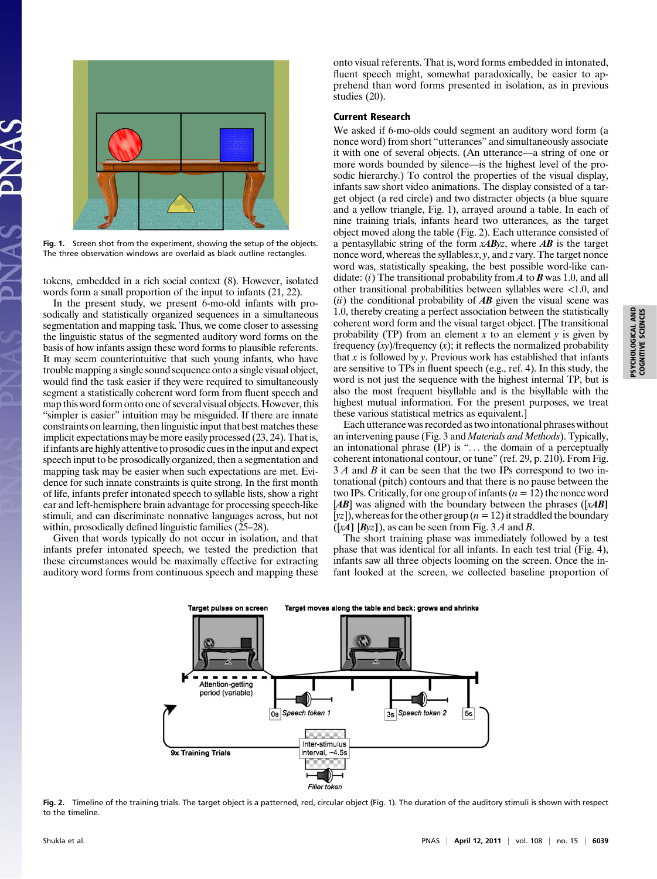Fig. 1. Screen shot from the experiment, showing the setup of the objects. The three observation windows are overlaid as black outline rectangles.

tokens, embedded in a rich social context (8). However, isolated words form a small proportion of the input to infants (21, 22).

In the present study, we present 6-mo-old infants with prosodically and statistically organized sequences in a simultaneous segmentation and mapping task. Thus, we come closer to assessing the linguistic status of the segmented auditory word forms on the basis of how infants assign these word forms to plausible referents. It may seem counterintuitive that such young infants, who have trouble mapping a single sound sequence onto a single visual object, would find the task easier if they were required to simultaneously segment a statistically coherent word form from fluent speech and map this word form onto one of several visual objects. However, this "simpler is easier" intuition may be misguided. If there are innate constraints on learning, then linguistic input that best matches these implicit expectations may be more easily processed (23, 24). That is, if infants are highly attentive to prosodic cues in the input and expect speech input to be prosodically organized, then a segmentation and mapping task may be easier when such expectations are met. Evidence for such innate constraints is quite strong. In the first month of life, infants prefer intonated speech to syllable lists, show a right ear and left-hemisphere brain advantage for processing speech-like stimuli, and can discriminate nonnative languages across, but not within, prosodically defined linguistic families (25–28).

Given that words typically do not occur in isolation, and that infants prefer intonated speech, we tested the prediction that these circumstances would be maximally effective for extracting auditory word forms from continuous speech and mapping these onto visual referents. That is, word forms embedded in intonated, fluent speech might, somewhat paradoxically, be easier to apprehend than word forms presented in isolation, as in previous studies (20).

## Current Research

We asked if 6-mo-olds could segment an auditory word form (a nonce word) from short "utterances" and simultaneously associate it with one of several objects. (An utterance—a string of one or more words bounded by silence—is the highest level of the prosodic hierarchy.) To control the properties of the visual display, infants saw short video animations. The display consisted of a target object (a red circle) and two distracter objects (a blue square and a yellow triangle, Fig. 1), arrayed around a table. In each of nine training trials, infants heard two utterances, as the target object moved along the table (Fig. 2). Each utterance consisted of a pentasyllabic string of the form $x\boldsymbol{AB}yz$, where $\boldsymbol{AB}$ is the target nonce word, whereas the syllables $x$, $y$, and $z$ vary. The target nonce word was, statistically speaking, the best possible word-like candidate: (*i*) The transitional probability from $\boldsymbol{A}$ to $\boldsymbol{B}$ was 1.0, and all other transitional probabilities between syllables were <1.0, and (*ii*) the conditional probability of $\boldsymbol{AB}$ given the visual scene was 1.0, thereby creating a perfect association between the statistically coherent word form and the visual target object. [The transitional probability (TP) from an element $x$ to an element $y$ is given by frequency ($xy$)/frequency ($x$); it reflects the normalized probability that $x$ is followed by $y$. Previous work has established that infants are sensitive to TPs in fluent speech (e.g., ref. 4). In this study, the word is not just the sequence with the highest internal TP, but is also the most frequent bisyllable and is the bisyllable with the highest mutual information. For the present purposes, we treat these various statistical metrics as equivalent.]

Each utterance was recorded as two intonational phrases without an intervening pause (Fig. 3 and *Materials and Methods*). Typically, an intonational phrase (IP) is "… the domain of a perceptually coherent intonational contour, or tune" (ref. 29, p. 210). From Fig. 3 *A* and *B* it can be seen that the two IPs correspond to two intonational (pitch) contours and that there is no pause between the two IPs. Critically, for one group of infants ($n$ = 12) the nonce word [$\boldsymbol{AB}$] was aligned with the boundary between the phrases ([$x\boldsymbol{AB}$] [$yz$]), whereas for the other group ($n$ = 12) it straddled the boundary ([$x\boldsymbol{A}$] [$\boldsymbol{B}yz$]), as can be seen from Fig. 3 *A* and *B*.

The short training phase was immediately followed by a test phase that was identical for all infants. In each test trial (Fig. 4), infants saw all three objects looming on the screen. Once the infant looked at the screen, we collected baseline proportion of

Fig. 2. Timeline of the training trials. The target object is a patterned, red, circular object (Fig. 1). The duration of the auditory stimuli is shown with respect to the timeline.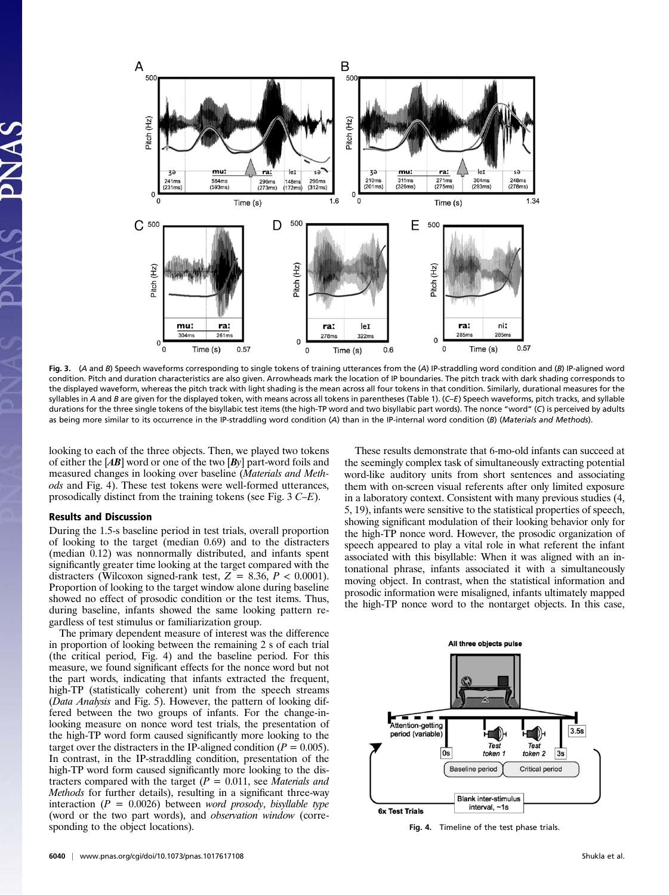**Fig. 3.** (*A* and *B*) Speech waveforms corresponding to single tokens of training utterances from the (*A*) IP-straddling word condition and (*B*) IP-aligned word condition. Pitch and duration characteristics are also given. Arrowheads mark the location of IP boundaries. The pitch track with dark shading corresponds to the displayed waveform, whereas the pitch track with light shading is the mean across all four tokens in that condition. Similarly, durational measures for the syllables in *A* and *B* are given for the displayed token, with means across all tokens in parentheses (Table 1). (*C*–*E*) Speech waveforms, pitch tracks, and syllable durations for the three single tokens of the bisyllabic test items (the high-TP word and two bisyllabic part words). The nonce "word" (*C*) is perceived by adults as being more similar to its occurrence in the IP-straddling word condition (*A*) than in the IP-internal word condition (*B*) (*Materials and Methods*).

looking to each of the three objects. Then, we played two tokens of either the [***AB***] word or one of the two [***By***] part-word foils and measured changes in looking over baseline (*Materials and Methods* and Fig. 4). These test tokens were well-formed utterances, prosodically distinct from the training tokens (see Fig. 3 *C*–*E*).

## Results and Discussion

During the 1.5-s baseline period in test trials, overall proportion of looking to the target (median 0.69) and to the distracters (median 0.12) was nonnormally distributed, and infants spent significantly greater time looking at the target compared with the distracters (Wilcoxon signed-rank test, $Z = 8.36$, $P < 0.0001$). Proportion of looking to the target window alone during baseline showed no effect of prosodic condition or the test items. Thus, during baseline, infants showed the same looking pattern regardless of test stimulus or familiarization group.

The primary dependent measure of interest was the difference in proportion of looking between the remaining 2 s of each trial (the critical period, Fig. 4) and the baseline period. For this measure, we found significant effects for the nonce word but not the part words, indicating that infants extracted the frequent, high-TP (statistically coherent) unit from the speech streams (*Data Analysis* and Fig. 5). However, the pattern of looking differed between the two groups of infants. For the change-in-looking measure on nonce word test trials, the presentation of the high-TP word form caused significantly more looking to the target over the distracters in the IP-aligned condition ($P = 0.005$). In contrast, in the IP-straddling condition, presentation of the high-TP word form caused significantly more looking to the distracters compared with the target ($P = 0.011$, see *Materials and Methods* for further details), resulting in a significant three-way interaction ($P = 0.0026$) between *word prosody*, *bisyllable type* (word or the two part words), and *observation window* (corresponding to the object locations).

These results demonstrate that 6-mo-old infants can succeed at the seemingly complex task of simultaneously extracting potential word-like auditory units from short sentences and associating them with on-screen visual referents after only limited exposure in a laboratory context. Consistent with many previous studies (4, 5, 19), infants were sensitive to the statistical properties of speech, showing significant modulation of their looking behavior only for the high-TP nonce word. However, the prosodic organization of speech appeared to play a vital role in what referent the infant associated with this bisyllable: When it was aligned with an intonational phrase, infants associated it with a simultaneously moving object. In contrast, when the statistical information and prosodic information were misaligned, infants ultimately mapped the high-TP nonce word to the nontarget objects. In this case,

**Fig. 4.** Timeline of the test phase trials.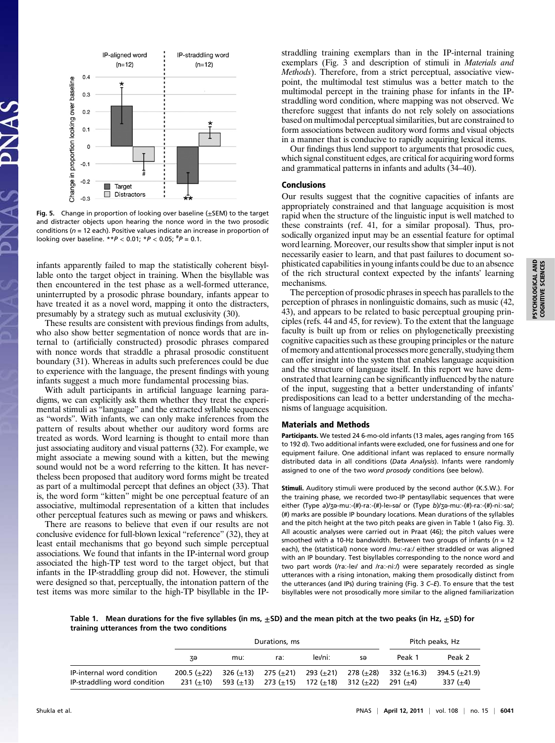Fig. 5. Change in proportion of looking over baseline (±SEM) to the target and distracter objects upon hearing the nonce word in the two prosodic conditions ($n$ = 12 each). Positive values indicate an increase in proportion of looking over baseline. $^{**}P < 0.01$; $^{*}P < 0.05$; $^{\#}P = 0.1$.

infants apparently failed to map the statistically coherent bisyllable onto the target object in training. When the bisyllable was then encountered in the test phase as a well-formed utterance, uninterrupted by a prosodic phrase boundary, infants appear to have treated it as a novel word, mapping it onto the distracters, presumably by a strategy such as mutual exclusivity (30).

These results are consistent with previous findings from adults, who also show better segmentation of nonce words that are internal to (artificially constructed) prosodic phrases compared with nonce words that straddle a phrasal prosodic constituent boundary (31). Whereas in adults such preferences could be due to experience with the language, the present findings with young infants suggest a much more fundamental processing bias.

With adult participants in artificial language learning paradigms, we can explicitly ask them whether they treat the experimental stimuli as "language" and the extracted syllable sequences as "words". With infants, we can only make inferences from the pattern of results about whether our auditory word forms are treated as words. Word learning is thought to entail more than just associating auditory and visual patterns (32). For example, we might associate a mewing sound with a kitten, but the mewing sound would not be a word referring to the kitten. It has nevertheless been proposed that auditory word forms might be treated as part of a multimodal percept that defines an object (33). That is, the word form "kitten" might be one perceptual feature of an associative, multimodal representation of a kitten that includes other perceptual features such as mewing or paws and whiskers.

There are reasons to believe that even if our results are not conclusive evidence for full-blown lexical "reference" (32), they at least entail mechanisms that go beyond such simple perceptual associations. We found that infants in the IP-internal word group associated the high-TP test word to the target object, but that infants in the IP-straddling group did not. However, the stimuli were designed so that, perceptually, the intonation pattern of the test items was more similar to the high-TP bisyllable in the IP-straddling training exemplars than in the IP-internal training exemplars (Fig. 3 and description of stimuli in *Materials and Methods*). Therefore, from a strict perceptual, associative viewpoint, the multimodal test stimulus was a better match to the multimodal percept in the training phase for infants in the IP-straddling word condition, where mapping was not observed. We therefore suggest that infants do not rely solely on associations based on multimodal perceptual similarities, but are constrained to form associations between auditory word forms and visual objects in a manner that is conducive to rapidly acquiring lexical items.

Our findings thus lend support to arguments that prosodic cues, which signal constituent edges, are critical for acquiring word forms and grammatical patterns in infants and adults (34–40).

## Conclusions

Our results suggest that the cognitive capacities of infants are appropriately constrained and that language acquisition is most rapid when the structure of the linguistic input is well matched to these constraints (ref. 41, for a similar proposal). Thus, prosodically organized input may be an essential feature for optimal word learning. Moreover, our results show that simpler input is not necessarily easier to learn, and that past failures to document sophisticated capabilities in young infants could be due to an absence of the rich structural context expected by the infants' learning mechanisms.

The perception of prosodic phrases in speech has parallels to the perception of phrases in nonlinguistic domains, such as music (42, 43), and appears to be related to basic perceptual grouping principles (refs. 44 and 45, for review). To the extent that the language faculty is built up from or relies on phylogenetically preexisting cognitive capacities such as these grouping principles or the nature of memory and attentional processes more generally, studying them can offer insight into the system that enables language acquisition and the structure of language itself. In this report we have demonstrated that learning can be significantly influenced by the nature of the input, suggesting that a better understanding of infants' predispositions can lead to a better understanding of the mechanisms of language acquisition.

## Materials and Methods

**Participants.** We tested 24 6-mo-old infants (13 males, ages ranging from 165 to 192 d). Two additional infants were excluded, one for fussiness and one for equipment failure. One additional infant was replaced to ensure normally distributed data in all conditions (*Data Analysis*). Infants were randomly assigned to one of the two *word prosody* conditions (see below).

**Stimuli.** Auditory stimuli were produced by the second author (K.S.W.). For the training phase, we recorded two-IP pentasyllabic sequences that were either (Type *a*)/ʒə-muː-(#)-raː-(#)-leɪ-sə/ or (Type *b*)/ʒə-muː-(#)-raː-(#)-niː-sə/; (#) marks are possible IP boundary locations. Mean durations of the syllables and the pitch height at the two pitch peaks are given in Table 1 (also Fig. 3). All acoustic analyses were carried out in Praat (46); the pitch values were smoothed with a 10-Hz bandwidth. Between two groups of infants ($n$ = 12 each), the (statistical) nonce word /muː-raː/ either straddled or was aligned with an IP boundary. Test bisyllables corresponding to the nonce word and two part words (/raː-leɪ/ and /raː-niː/) were separately recorded as single utterances with a rising intonation, making them prosodically distinct from the utterances (and IPs) during training (Fig. 3 *C–E*). To ensure that the test bisyllables were not prosodically more similar to the aligned familiarization

**Table 1. Mean durations for the five syllables (in ms, ±SD) and the mean pitch at the two peaks (in Hz, ±SD) for training utterances from the two conditions**

| | Durations, ms | | | | | Pitch peaks, Hz | |
|---|---|---|---|---|---|---|---|
| | ʒə | muː | raː | leɪ/niː | sə | Peak 1 | Peak 2 |
| IP-internal word condition | 200.5 (±22) | 326 (±13) | 275 (±21) | 293 (±21) | 278 (±28) | 332 (±16.3) | 394.5 (±21.9) |
| IP-straddling word condition | 231 (±10) | 593 (±13) | 273 (±15) | 172 (±18) | 312 (±22) | 291 (±4) | 337 (±4) |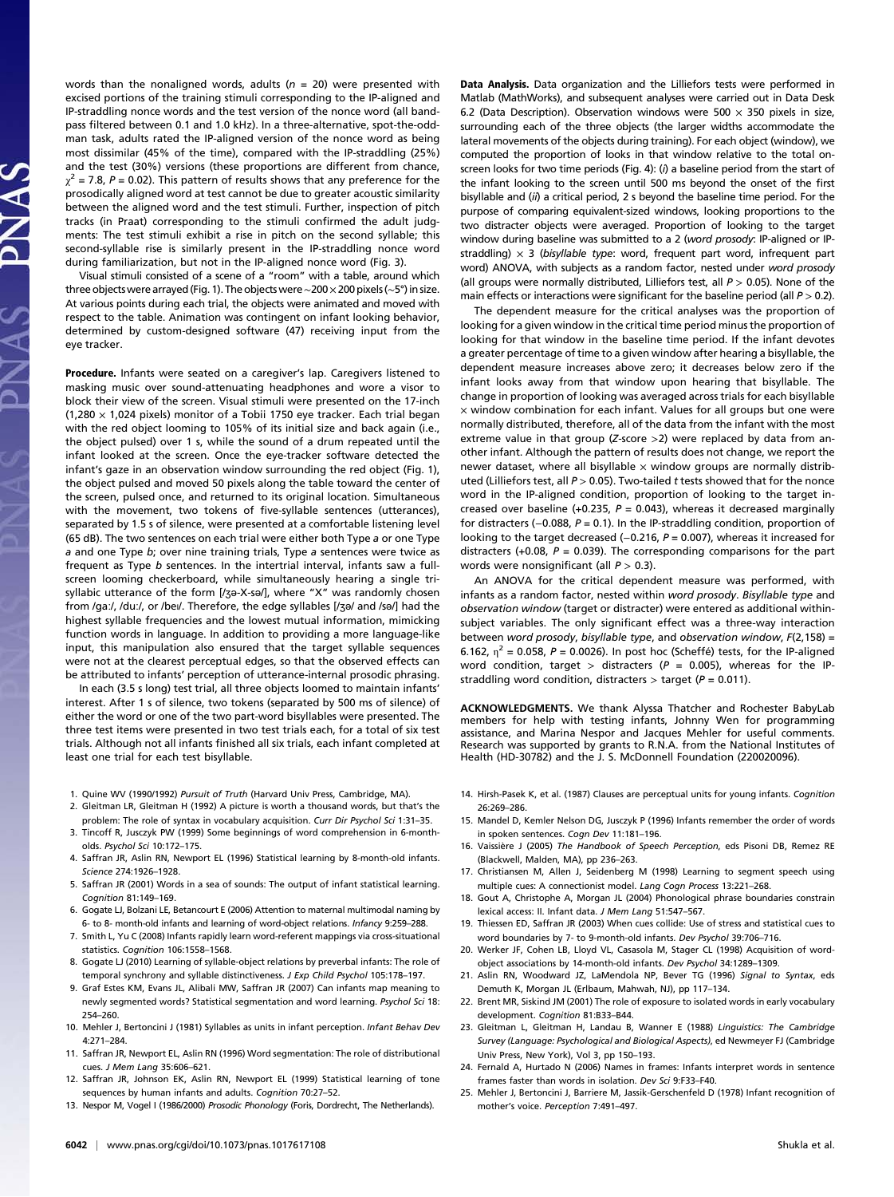words than the nonaligned words, adults ($n$ = 20) were presented with excised portions of the training stimuli corresponding to the IP-aligned and IP-straddling nonce words and the test version of the nonce word (all bandpass filtered between 0.1 and 1.0 kHz). In a three-alternative, spot-the-odd-man task, adults rated the IP-aligned version of the nonce word as being most dissimilar (45% of the time), compared with the IP-straddling (25%) and the test (30%) versions (these proportions are different from chance, $\chi^2$ = 7.8, $P$ = 0.02). This pattern of results shows that any preference for the prosodically aligned word at test cannot be due to greater acoustic similarity between the aligned word and the test stimuli. Further, inspection of pitch tracks (in Praat) corresponding to the stimuli confirmed the adult judgments: The test stimuli exhibit a rise in pitch on the second syllable; this second-syllable rise is similarly present in the IP-straddling nonce word during familiarization, but not in the IP-aligned nonce word (Fig. 3).

Visual stimuli consisted of a scene of a "room" with a table, around which three objects were arrayed (Fig. 1). The objects were ~200 × 200 pixels (~5°) in size. At various points during each trial, the objects were animated and moved with respect to the table. Animation was contingent on infant looking behavior, determined by custom-designed software (47) receiving input from the eye tracker.

**Procedure.** Infants were seated on a caregiver's lap. Caregivers listened to masking music over sound-attenuating headphones and wore a visor to block their view of the screen. Visual stimuli were presented on the 17-inch (1,280 × 1,024 pixels) monitor of a Tobii 1750 eye tracker. Each trial began with the red object looming to 105% of its initial size and back again (i.e., the object pulsed) over 1 s, while the sound of a drum repeated until the infant looked at the screen. Once the eye-tracker software detected the infant's gaze in an observation window surrounding the red object (Fig. 1), the object pulsed and moved 50 pixels along the table toward the center of the screen, pulsed once, and returned to its original location. Simultaneous with the movement, two tokens of five-syllable sentences (utterances), separated by 1.5 s of silence, were presented at a comfortable listening level (65 dB). The two sentences on each trial were either both Type *a* or one Type *a* and one Type *b*; over nine training trials, Type *a* sentences were twice as frequent as Type *b* sentences. In the intertrial interval, infants saw a full-screen looming checkerboard, while simultaneously hearing a single trisyllabic utterance of the form [/ʒə-X-sə/], where "X" was randomly chosen from /ga:/, /du:/, or /beɪ/. Therefore, the edge syllables [/ʒə/ and /sə/] had the highest syllable frequencies and the lowest mutual information, mimicking function words in language. In addition to providing a more language-like input, this manipulation also ensured that the target syllable sequences were not at the clearest perceptual edges, so that the observed effects can be attributed to infants' perception of utterance-internal prosodic phrasing.

In each (3.5 s long) test trial, all three objects loomed to maintain infants' interest. After 1 s of silence, two tokens (separated by 500 ms of silence) of either the word or one of the two part-word bisyllables were presented. The three test items were presented in two test trials each, for a total of six test trials. Although not all infants finished all six trials, each infant completed at least one trial for each test bisyllable.

**Data Analysis.** Data organization and the Lilliefors tests were performed in Matlab (MathWorks), and subsequent analyses were carried out in Data Desk 6.2 (Data Description). Observation windows were 500 × 350 pixels in size, surrounding each of the three objects (the larger widths accommodate the lateral movements of the objects during training). For each object (window), we computed the proportion of looks in that window relative to the total on-screen looks for two time periods (Fig. 4): (*i*) a baseline period from the start of the infant looking to the screen until 500 ms beyond the onset of the first bisyllable and (*ii*) a critical period, 2 s beyond the baseline time period. For the purpose of comparing equivalent-sized windows, looking proportions to the two distracter objects were averaged. Proportion of looking to the target window during baseline was submitted to a 2 (*word prosody*: IP-aligned or IP-straddling) × 3 (*bisyllable type*: word, frequent part word, infrequent part word) ANOVA, with subjects as a random factor, nested under *word prosody* (all groups were normally distributed, Lilliefors test, all $P > 0.05$). None of the main effects or interactions were significant for the baseline period (all $P > 0.2$).

The dependent measure for the critical analyses was the proportion of looking for a given window in the critical time period minus the proportion of looking for that window in the baseline time period. If the infant devotes a greater percentage of time to a given window after hearing a bisyllable, the dependent measure increases above zero; it decreases below zero if the infant looks away from that window upon hearing that bisyllable. The change in proportion of looking was averaged across trials for each bisyllable × window combination for each infant. Values for all groups but one were normally distributed, therefore, all of the data from the infant with the most extreme value in that group ($Z$-score >2) were replaced by data from another infant. Although the pattern of results does not change, we report the newer dataset, where all bisyllable × window groups are normally distributed (Lilliefors test, all $P > 0.05$). Two-tailed $t$ tests showed that for the nonce word in the IP-aligned condition, proportion of looking to the target increased over baseline (+0.235, $P$ = 0.043), whereas it decreased marginally for distracters (−0.088, $P$ = 0.1). In the IP-straddling condition, proportion of looking to the target decreased (−0.216, $P$ = 0.007), whereas it increased for distracters (+0.08, $P$ = 0.039). The corresponding comparisons for the part words were nonsignificant (all $P > 0.3$).

An ANOVA for the critical dependent measure was performed, with infants as a random factor, nested within *word prosody*. *Bisyllable type* and *observation window* (target or distracter) were entered as additional within-subject variables. The only significant effect was a three-way interaction between *word prosody*, *bisyllable type*, and *observation window*, $F(2,158)$ = 6.162, $\eta^2$ = 0.058, $P$ = 0.0026). In post hoc (Scheffé) tests, for the IP-aligned word condition, target > distracters ($P$ = 0.005), whereas for the IP-straddling word condition, distracters > target ($P$ = 0.011).

**ACKNOWLEDGMENTS.** We thank Alyssa Thatcher and Rochester BabyLab members for help with testing infants, Johnny Wen for programming assistance, and Marina Nespor and Jacques Mehler for useful comments. Research was supported by grants to R.N.A. from the National Institutes of Health (HD-30782) and the J. S. McDonnell Foundation (220020096).

1. Quine WV (1990/1992) *Pursuit of Truth* (Harvard Univ Press, Cambridge, MA).
2. Gleitman LR, Gleitman H (1992) A picture is worth a thousand words, but that's the problem: The role of syntax in vocabulary acquisition. *Curr Dir Psychol Sci* 1:31–35.
3. Tincoff R, Jusczyk PW (1999) Some beginnings of word comprehension in 6-month-olds. *Psychol Sci* 10:172–175.
4. Saffran JR, Aslin RN, Newport EL (1996) Statistical learning by 8-month-old infants. *Science* 274:1926–1928.
5. Saffran JR (2001) Words in a sea of sounds: The output of infant statistical learning. *Cognition* 81:149–169.
6. Gogate LJ, Bolzani LE, Betancourt E (2006) Attention to maternal multimodal naming by 6- to 8- month-old infants and learning of word-object relations. *Infancy* 9:259–288.
7. Smith L, Yu C (2008) Infants rapidly learn word-referent mappings via cross-situational statistics. *Cognition* 106:1558–1568.
8. Gogate LJ (2010) Learning of syllable-object relations by preverbal infants: The role of temporal synchrony and syllable distinctiveness. *J Exp Child Psychol* 105:178–197.
9. Graf Estes KM, Evans JL, Alibali MW, Saffran JR (2007) Can infants map meaning to newly segmented words? Statistical segmentation and word learning. *Psychol Sci* 18: 254–260.
10. Mehler J, Bertoncini J (1981) Syllables as units in infant perception. *Infant Behav Dev* 4:271–284.
11. Saffran JR, Newport EL, Aslin RN (1996) Word segmentation: The role of distributional cues. *J Mem Lang* 35:606–621.
12. Saffran JR, Johnson EK, Aslin RN, Newport EL (1999) Statistical learning of tone sequences by human infants and adults. *Cognition* 70:27–52.
13. Nespor M, Vogel I (1986/2000) *Prosodic Phonology* (Foris, Dordrecht, The Netherlands).
14. Hirsh-Pasek K, et al. (1987) Clauses are perceptual units for young infants. *Cognition* 26:269–286.
15. Mandel D, Kemler Nelson DG, Jusczyk P (1996) Infants remember the order of words in spoken sentences. *Cogn Dev* 11:181–196.
16. Vaissière J (2005) *The Handbook of Speech Perception*, eds Pisoni DB, Remez RE (Blackwell, Malden, MA), pp 236–263.
17. Christiansen M, Allen J, Seidenberg M (1998) Learning to segment speech using multiple cues: A connectionist model. *Lang Cogn Process* 13:221–268.
18. Gout A, Christophe A, Morgan JL (2004) Phonological phrase boundaries constrain lexical access: II. Infant data. *J Mem Lang* 51:547–567.
19. Thiessen ED, Saffran JR (2003) When cues collide: Use of stress and statistical cues to word boundaries by 7- to 9-month-old infants. *Dev Psychol* 39:706–716.
20. Werker JF, Cohen LB, Lloyd VL, Casasola M, Stager CL (1998) Acquisition of word-object associations by 14-month-old infants. *Dev Psychol* 34:1289–1309.
21. Aslin RN, Woodward JZ, LaMendola NP, Bever TG (1996) *Signal to Syntax*, eds Demuth K, Morgan JL (Erlbaum, Mahwah, NJ), pp 117–134.
22. Brent MR, Siskind JM (2001) The role of exposure to isolated words in early vocabulary development. *Cognition* 81:B33–B44.
23. Gleitman L, Gleitman H, Landau B, Wanner E (1988) *Linguistics: The Cambridge Survey (Language: Psychological and Biological Aspects)*, ed Newmeyer FJ (Cambridge Univ Press, New York), Vol 3, pp 150–193.
24. Fernald A, Hurtado N (2006) Names in frames: Infants interpret words in sentence frames faster than words in isolation. *Dev Sci* 9:F33–F40.
25. Mehler J, Bertoncini J, Barriere M, Jassik-Gerschenfeld D (1978) Infant recognition of mother's voice. *Perception* 7:491–497.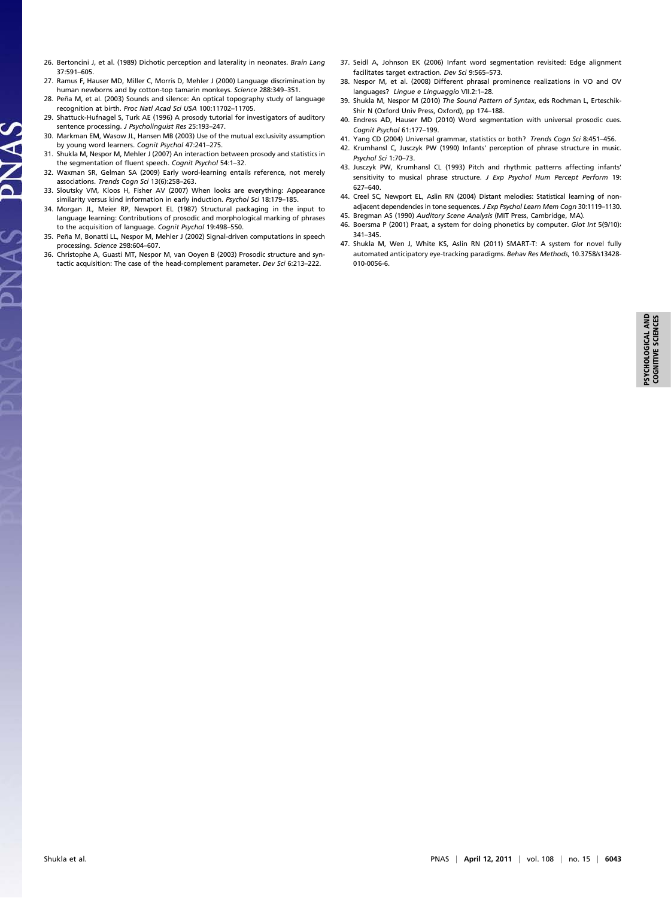26. Bertoncini J, et al. (1989) Dichotic perception and laterality in neonates. *Brain Lang* 37:591–605.
27. Ramus F, Hauser MD, Miller C, Morris D, Mehler J (2000) Language discrimination by human newborns and by cotton-top tamarin monkeys. *Science* 288:349–351.
28. Peña M, et al. (2003) Sounds and silence: An optical topography study of language recognition at birth. *Proc Natl Acad Sci USA* 100:11702–11705.
29. Shattuck-Hufnagel S, Turk AE (1996) A prosody tutorial for investigators of auditory sentence processing. *J Psycholinguist Res* 25:193–247.
30. Markman EM, Wasow JL, Hansen MB (2003) Use of the mutual exclusivity assumption by young word learners. *Cognit Psychol* 47:241–275.
31. Shukla M, Nespor M, Mehler J (2007) An interaction between prosody and statistics in the segmentation of fluent speech. *Cognit Psychol* 54:1–32.
32. Waxman SR, Gelman SA (2009) Early word-learning entails reference, not merely associations. *Trends Cogn Sci* 13(6):258–263.
33. Sloutsky VM, Kloos H, Fisher AV (2007) When looks are everything: Appearance similarity versus kind information in early induction. *Psychol Sci* 18:179–185.
34. Morgan JL, Meier RP, Newport EL (1987) Structural packaging in the input to language learning: Contributions of prosodic and morphological marking of phrases to the acquisition of language. *Cognit Psychol* 19:498–550.
35. Peña M, Bonatti LL, Nespor M, Mehler J (2002) Signal-driven computations in speech processing. *Science* 298:604–607.
36. Christophe A, Guasti MT, Nespor M, van Ooyen B (2003) Prosodic structure and syntactic acquisition: The case of the head-complement parameter. *Dev Sci* 6:213–222.
37. Seidl A, Johnson EK (2006) Infant word segmentation revisited: Edge alignment facilitates target extraction. *Dev Sci* 9:565–573.
38. Nespor M, et al. (2008) Different phrasal prominence realizations in VO and OV languages? *Lingue e Linguaggio* VII.2:1–28.
39. Shukla M, Nespor M (2010) *The Sound Pattern of Syntax*, eds Rochman L, Erteschik-Shir N (Oxford Univ Press, Oxford), pp 174–188.
40. Endress AD, Hauser MD (2010) Word segmentation with universal prosodic cues. *Cognit Psychol* 61:177–199.
41. Yang CD (2004) Universal grammar, statistics or both? *Trends Cogn Sci* 8:451–456.
42. Krumhansl C, Jusczyk PW (1990) Infants' perception of phrase structure in music. *Psychol Sci* 1:70–73.
43. Jusczyk PW, Krumhansl CL (1993) Pitch and rhythmic patterns affecting infants' sensitivity to musical phrase structure. *J Exp Psychol Hum Percept Perform* 19: 627–640.
44. Creel SC, Newport EL, Aslin RN (2004) Distant melodies: Statistical learning of non-adjacent dependencies in tone sequences. *J Exp Psychol Learn Mem Cogn* 30:1119–1130.
45. Bregman AS (1990) *Auditory Scene Analysis* (MIT Press, Cambridge, MA).
46. Boersma P (2001) Praat, a system for doing phonetics by computer. *Glot Int* 5(9/10): 341–345.
47. Shukla M, Wen J, White KS, Aslin RN (2011) SMART-T: A system for novel fully automated anticipatory eye-tracking paradigms. *Behav Res Methods*, 10.3758/s13428-010-0056-6.